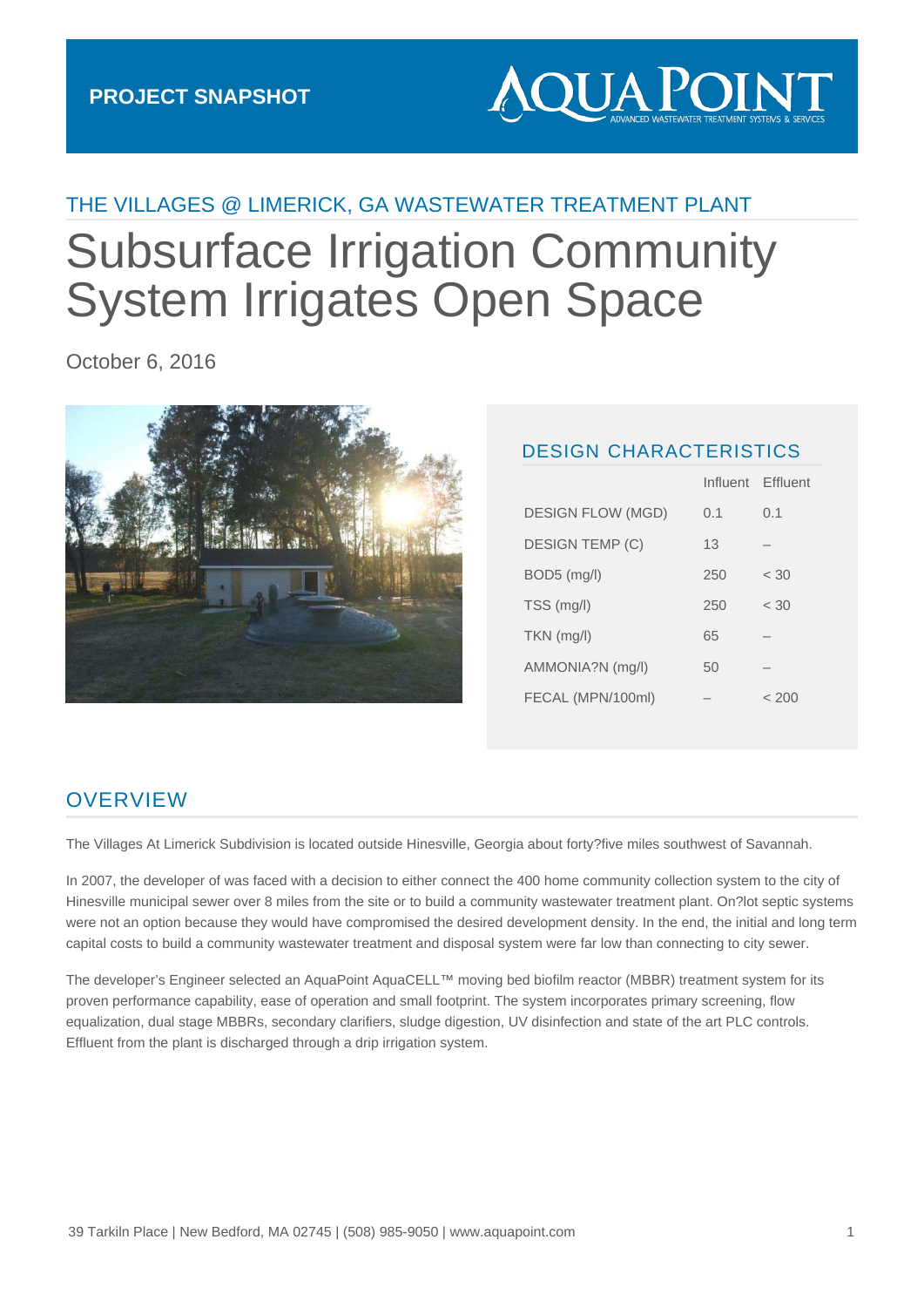PROJECT SNAPSHOT

AQUA POINT
ADVANCED WASTEWATER TREATMENT SYSTEMS & SERVICES

THE VILLAGES @ LIMERICK, GA WASTEWATER TREATMENT PLANT

# Subsurface Irrigation Community System Irrigates Open Space

October 6, 2016

## DESIGN CHARACTERISTICS

| | Influent | Effluent |
|---|---|---|
| DESIGN FLOW (MGD) | 0.1 | 0.1 |
| DESIGN TEMP (C) | 13 | – |
| BOD5 (mg/l) | 250 | < 30 |
| TSS (mg/l) | 250 | < 30 |
| TKN (mg/l) | 65 | – |
| AMMONIA?N (mg/l) | 50 | – |
| FECAL (MPN/100ml) | – | < 200 |

## OVERVIEW

The Villages At Limerick Subdivision is located outside Hinesville, Georgia about forty?five miles southwest of Savannah.

In 2007, the developer of was faced with a decision to either connect the 400 home community collection system to the city of Hinesville municipal sewer over 8 miles from the site or to build a community wastewater treatment plant. On?lot septic systems were not an option because they would have compromised the desired development density. In the end, the initial and long term capital costs to build a community wastewater treatment and disposal system were far low than connecting to city sewer.

The developer's Engineer selected an AquaPoint AquaCELL™ moving bed biofilm reactor (MBBR) treatment system for its proven performance capability, ease of operation and small footprint. The system incorporates primary screening, flow equalization, dual stage MBBRs, secondary clarifiers, sludge digestion, UV disinfection and state of the art PLC controls. Effluent from the plant is discharged through a drip irrigation system.

39 Tarkiln Place | New Bedford, MA 02745 | (508) 985-9050 | www.aquapoint.com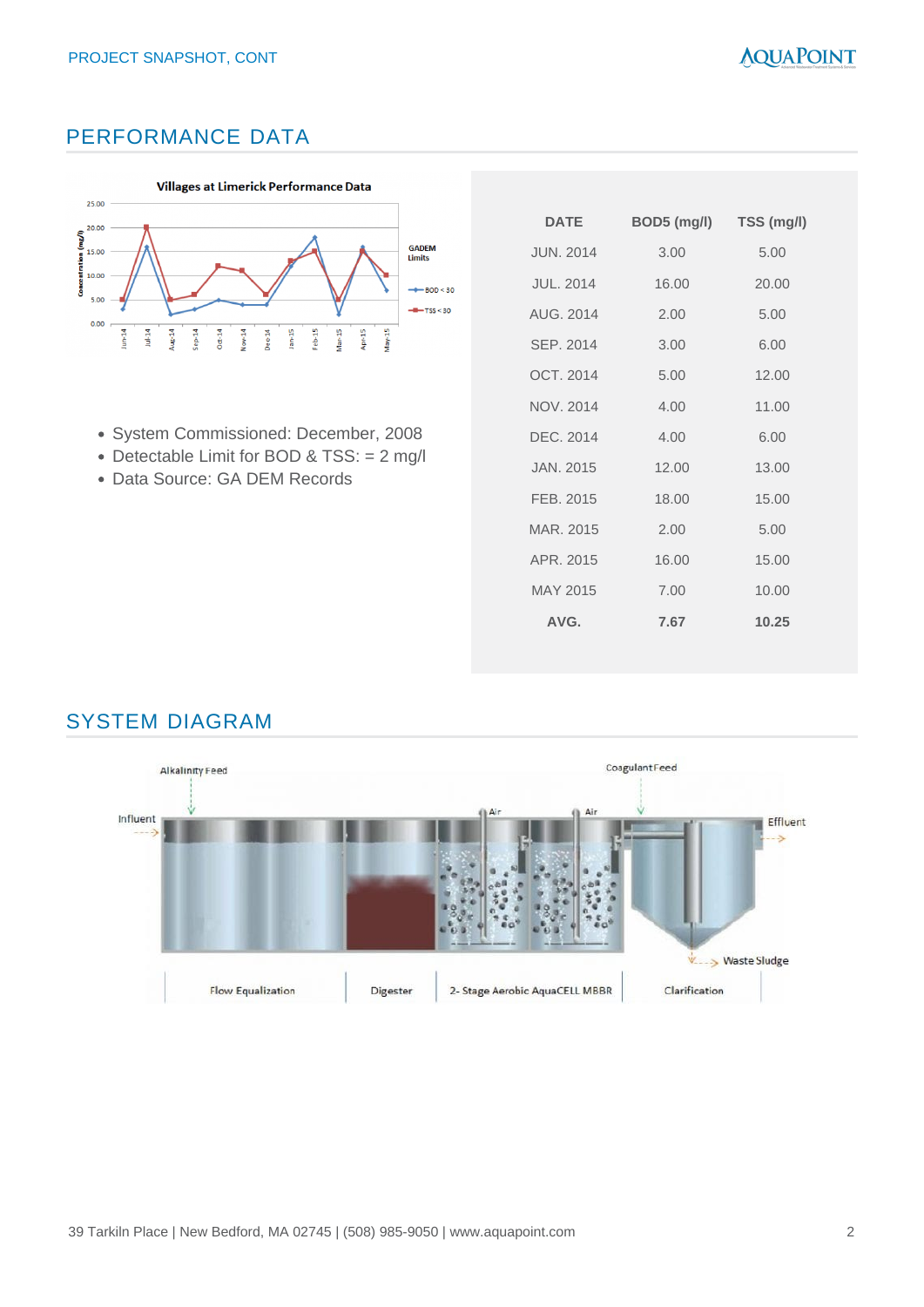## PERFORMANCE DATA

Villages at Limerick Performance Data

Concentration (mg/l)

25.00
20.00
15.00
10.00
5.00
0.00

Jun-14 Jul-14 Aug-14 Sep-14 Oct-14 Nov-14 Dec-14 Jan-15 Feb-15 Mar-15 Apr-15 May-15

GADEM Limits

BOD < 30

TSS < 30

- System Commissioned: December, 2008
- Detectable Limit for BOD & TSS: = 2 mg/l
- Data Source: GA DEM Records

| DATE | BOD5 (mg/l) | TSS (mg/l) |
|---|---|---|
| JUN. 2014 | 3.00 | 5.00 |
| JUL. 2014 | 16.00 | 20.00 |
| AUG. 2014 | 2.00 | 5.00 |
| SEP. 2014 | 3.00 | 6.00 |
| OCT. 2014 | 5.00 | 12.00 |
| NOV. 2014 | 4.00 | 11.00 |
| DEC. 2014 | 4.00 | 6.00 |
| JAN. 2015 | 12.00 | 13.00 |
| FEB. 2015 | 18.00 | 15.00 |
| MAR. 2015 | 2.00 | 5.00 |
| APR. 2015 | 16.00 | 15.00 |
| MAY 2015 | 7.00 | 10.00 |
| **AVG.** | **7.67** | **10.25** |

## SYSTEM DIAGRAM

Alkalinity Feed

Coagulant Feed

Influent

Air

Air

Effluent

Waste Sludge

Flow Equalization

Digester

2- Stage Aerobic AquaCELL MBBR

Clarification